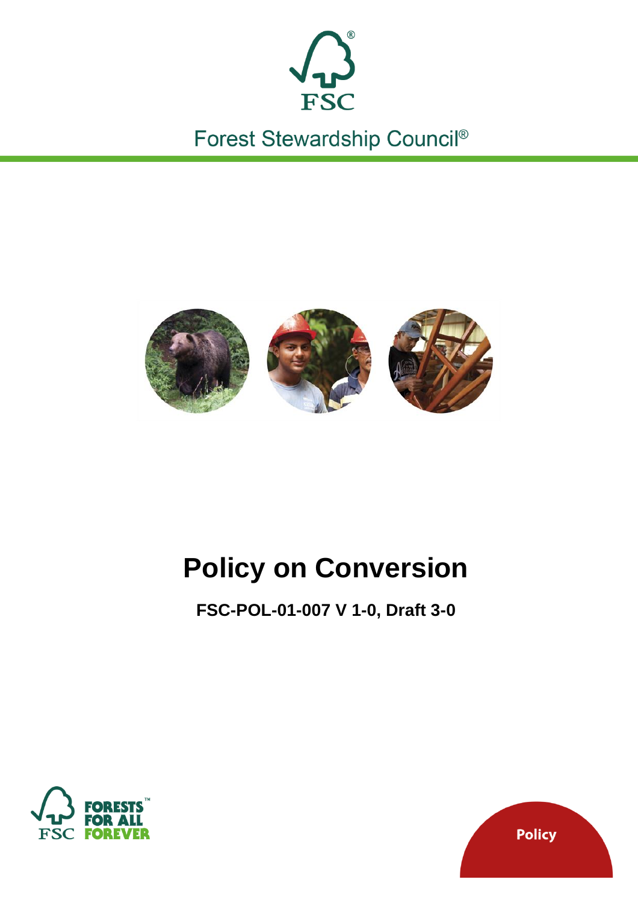FSC

Forest Stewardship Council®

# Policy on Conversion

**FSC-POL-01-007 V 1-0, Draft 3-0**

FSC FORESTS FOR ALL FOREVER

Policy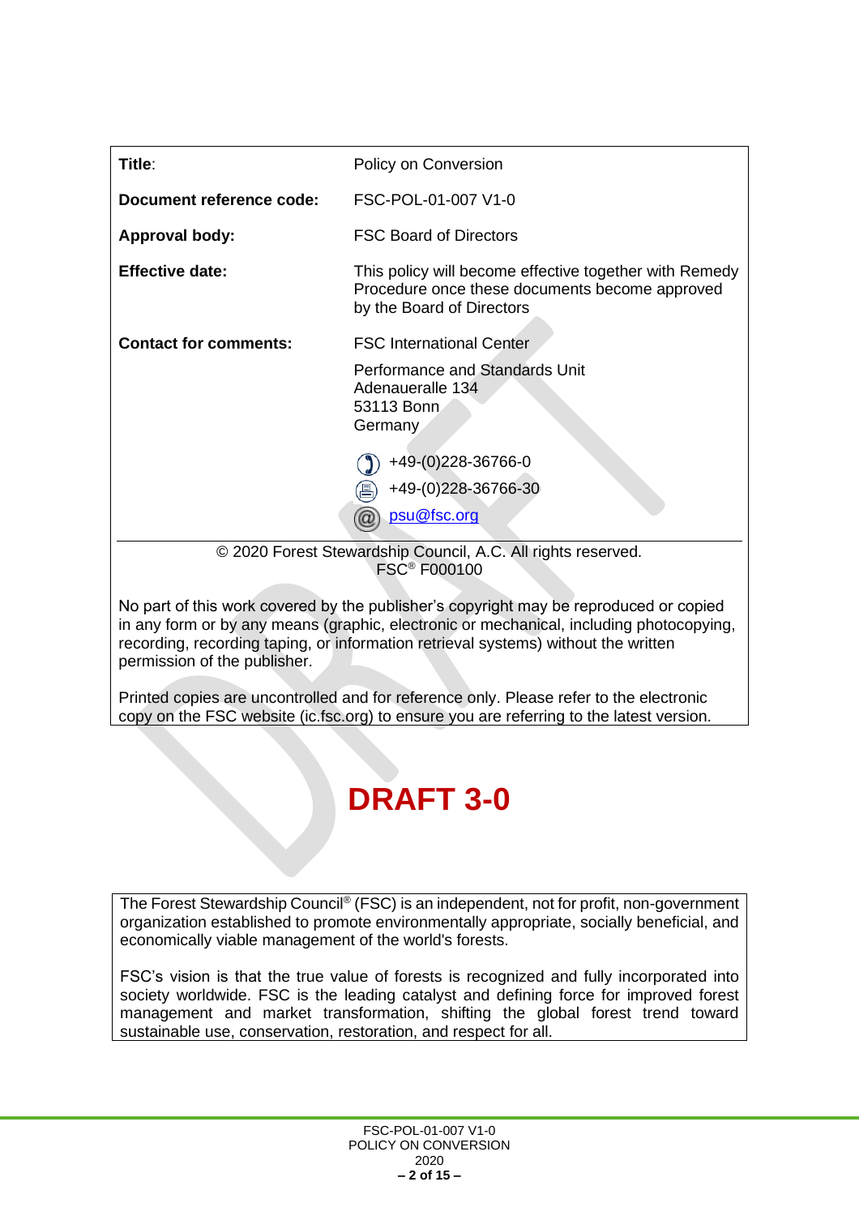| | |
|---|---|
| **Title**: | Policy on Conversion |
| **Document reference code:** | FSC-POL-01-007 V1-0 |
| **Approval body:** | FSC Board of Directors |
| **Effective date:** | This policy will become effective together with Remedy Procedure once these documents become approved by the Board of Directors |
| **Contact for comments:** | FSC International Center<br>Performance and Standards Unit<br>Adenaueralle 134<br>53113 Bonn<br>Germany<br>+49-(0)228-36766-0<br>+49-(0)228-36766-30<br>psu@fsc.org |

© 2020 Forest Stewardship Council, A.C. All rights reserved.
FSC® F000100

No part of this work covered by the publisher's copyright may be reproduced or copied in any form or by any means (graphic, electronic or mechanical, including photocopying, recording, recording taping, or information retrieval systems) without the written permission of the publisher.

Printed copies are uncontrolled and for reference only. Please refer to the electronic copy on the FSC website (ic.fsc.org) to ensure you are referring to the latest version.

# DRAFT 3-0

The Forest Stewardship Council® (FSC) is an independent, not for profit, non-government organization established to promote environmentally appropriate, socially beneficial, and economically viable management of the world's forests.

FSC's vision is that the true value of forests is recognized and fully incorporated into society worldwide. FSC is the leading catalyst and defining force for improved forest management and market transformation, shifting the global forest trend toward sustainable use, conservation, restoration, and respect for all.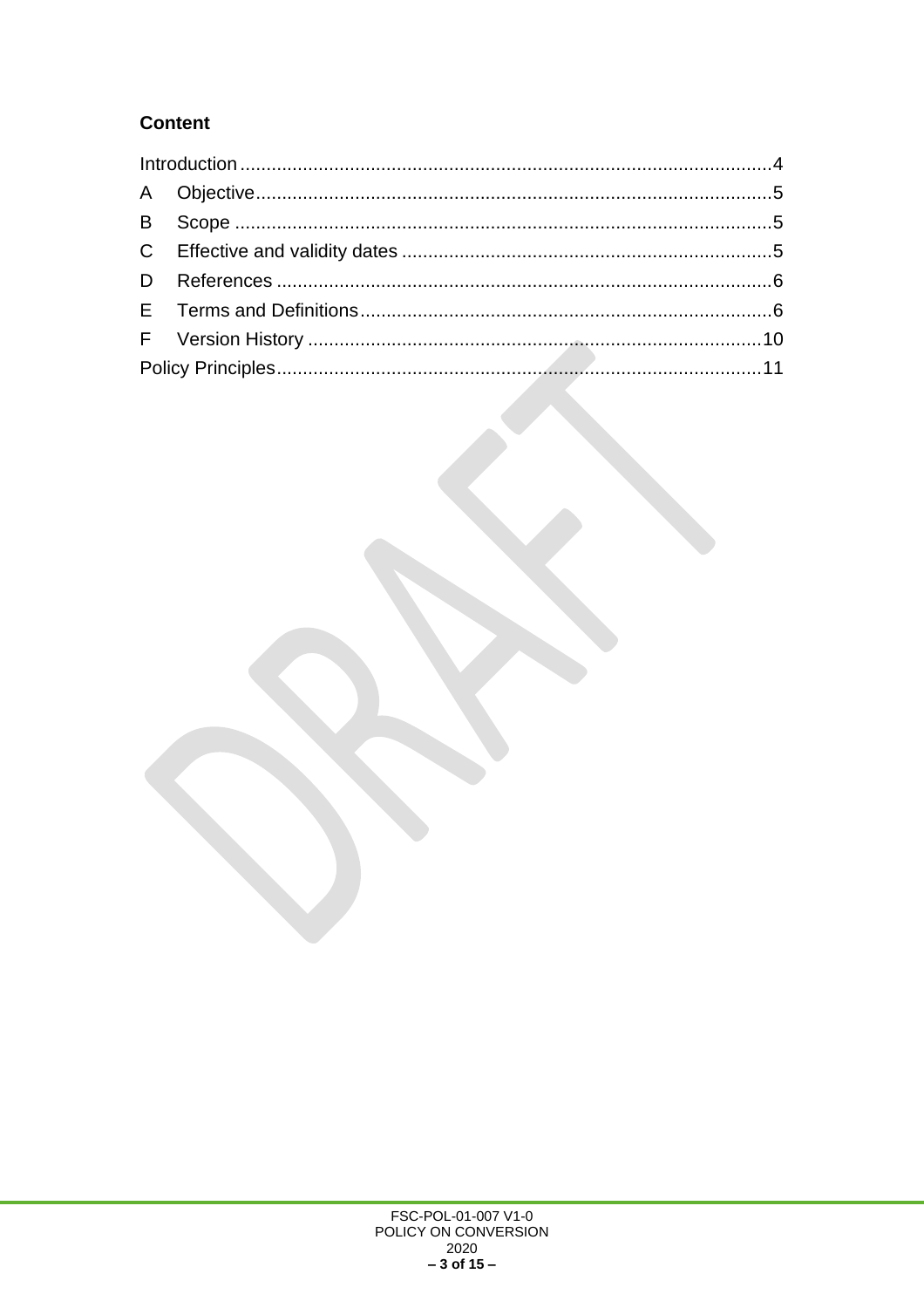**Content**

Introduction ....................................................................................................4
A Objective....................................................................................................5
B Scope ........................................................................................................5
C Effective and validity dates .......................................................................5
D References ...............................................................................................6
E Terms and Definitions................................................................................6
F Version History .......................................................................................10
Policy Principles.............................................................................................11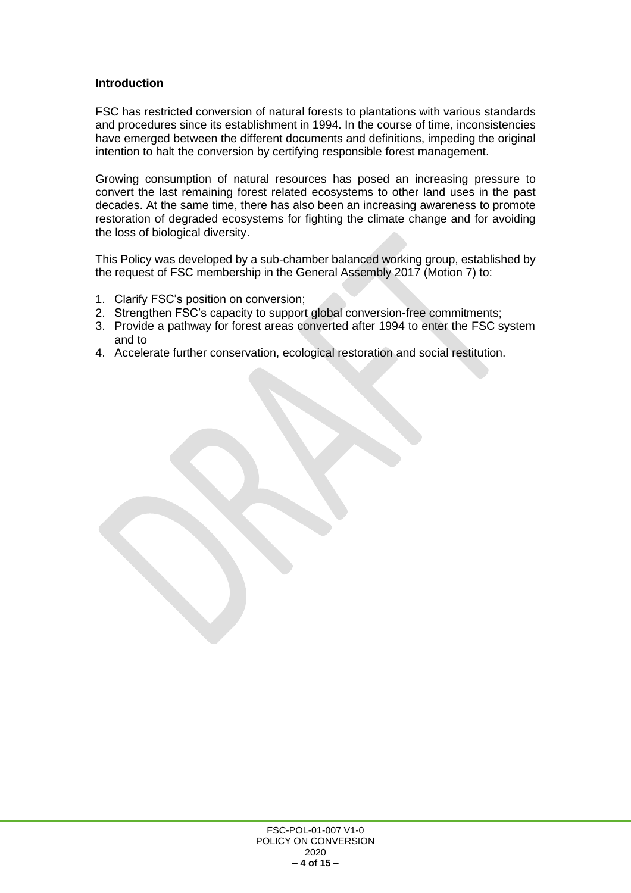**Introduction**

FSC has restricted conversion of natural forests to plantations with various standards and procedures since its establishment in 1994. In the course of time, inconsistencies have emerged between the different documents and definitions, impeding the original intention to halt the conversion by certifying responsible forest management.

Growing consumption of natural resources has posed an increasing pressure to convert the last remaining forest related ecosystems to other land uses in the past decades. At the same time, there has also been an increasing awareness to promote restoration of degraded ecosystems for fighting the climate change and for avoiding the loss of biological diversity.

This Policy was developed by a sub-chamber balanced working group, established by the request of FSC membership in the General Assembly 2017 (Motion 7) to:

1. Clarify FSC's position on conversion;
2. Strengthen FSC's capacity to support global conversion-free commitments;
3. Provide a pathway for forest areas converted after 1994 to enter the FSC system and to
4. Accelerate further conservation, ecological restoration and social restitution.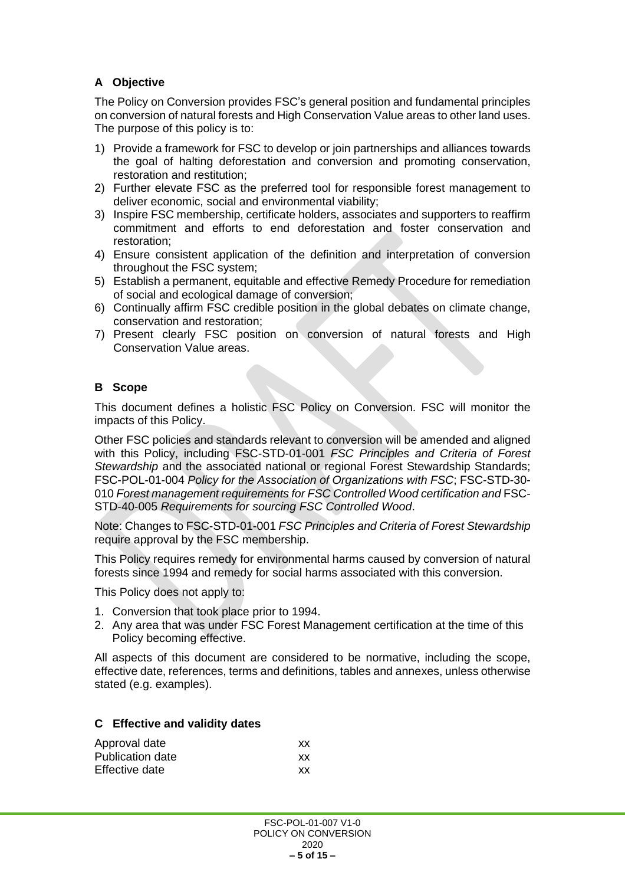## A Objective

The Policy on Conversion provides FSC's general position and fundamental principles on conversion of natural forests and High Conservation Value areas to other land uses. The purpose of this policy is to:

1) Provide a framework for FSC to develop or join partnerships and alliances towards the goal of halting deforestation and conversion and promoting conservation, restoration and restitution;
2) Further elevate FSC as the preferred tool for responsible forest management to deliver economic, social and environmental viability;
3) Inspire FSC membership, certificate holders, associates and supporters to reaffirm commitment and efforts to end deforestation and foster conservation and restoration;
4) Ensure consistent application of the definition and interpretation of conversion throughout the FSC system;
5) Establish a permanent, equitable and effective Remedy Procedure for remediation of social and ecological damage of conversion;
6) Continually affirm FSC credible position in the global debates on climate change, conservation and restoration;
7) Present clearly FSC position on conversion of natural forests and High Conservation Value areas.

## B Scope

This document defines a holistic FSC Policy on Conversion. FSC will monitor the impacts of this Policy.

Other FSC policies and standards relevant to conversion will be amended and aligned with this Policy, including FSC-STD-01-001 *FSC Principles and Criteria of Forest Stewardship* and the associated national or regional Forest Stewardship Standards; FSC-POL-01-004 *Policy for the Association of Organizations with FSC*; FSC-STD-30-010 *Forest management requirements for FSC Controlled Wood certification and* FSC-STD-40-005 *Requirements for sourcing FSC Controlled Wood*.

Note: Changes to FSC-STD-01-001 *FSC Principles and Criteria of Forest Stewardship* require approval by the FSC membership.

This Policy requires remedy for environmental harms caused by conversion of natural forests since 1994 and remedy for social harms associated with this conversion.

This Policy does not apply to:

1. Conversion that took place prior to 1994.
2. Any area that was under FSC Forest Management certification at the time of this Policy becoming effective.

All aspects of this document are considered to be normative, including the scope, effective date, references, terms and definitions, tables and annexes, unless otherwise stated (e.g. examples).

## C Effective and validity dates

| | |
|---|---|
| Approval date | xx |
| Publication date | xx |
| Effective date | xx |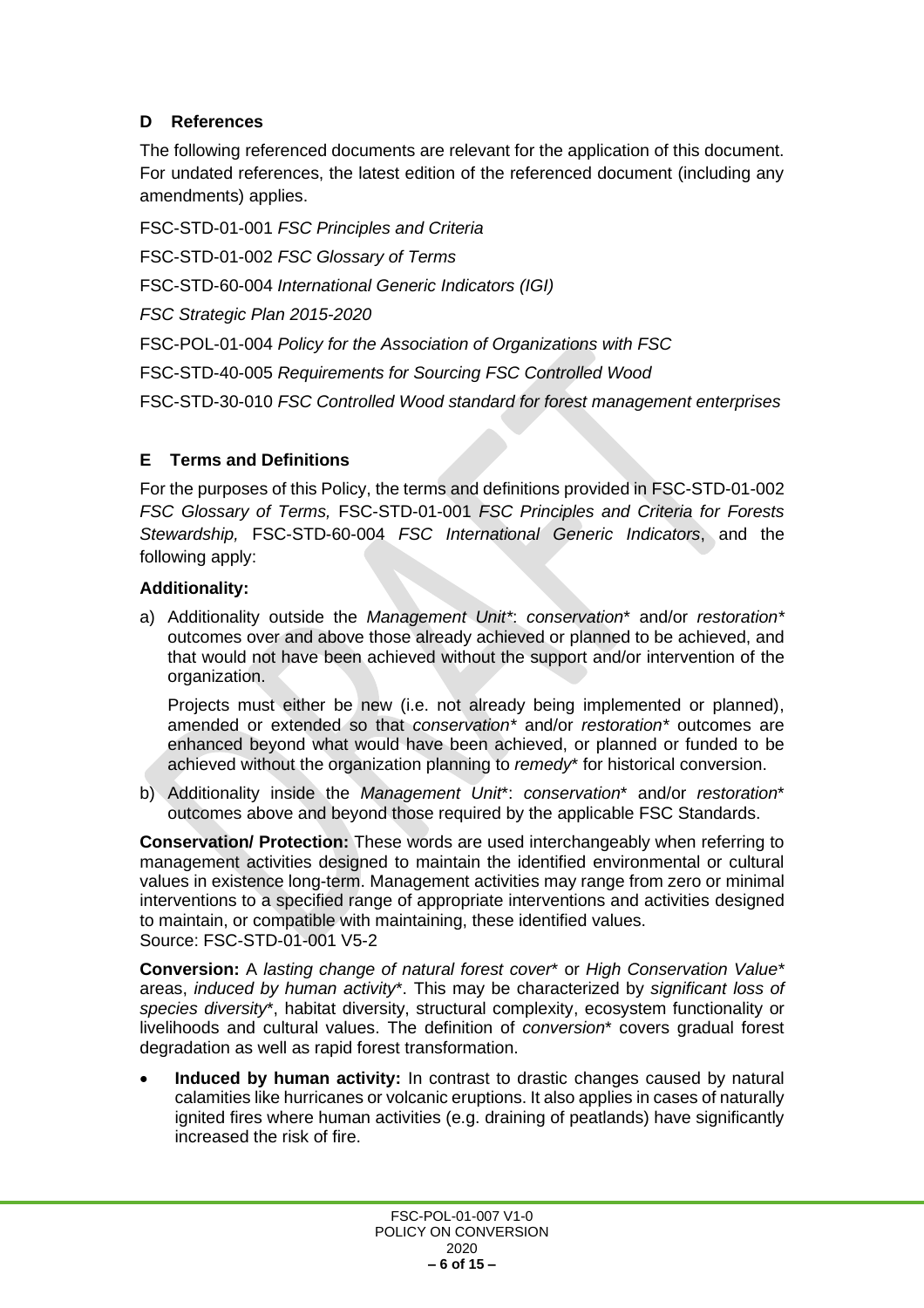## D References

The following referenced documents are relevant for the application of this document. For undated references, the latest edition of the referenced document (including any amendments) applies.

FSC-STD-01-001 *FSC Principles and Criteria*

FSC-STD-01-002 *FSC Glossary of Terms*

FSC-STD-60-004 *International Generic Indicators (IGI)*

*FSC Strategic Plan 2015-2020*

FSC-POL-01-004 *Policy for the Association of Organizations with FSC*

FSC-STD-40-005 *Requirements for Sourcing FSC Controlled Wood*

FSC-STD-30-010 *FSC Controlled Wood standard for forest management enterprises*

## E Terms and Definitions

For the purposes of this Policy, the terms and definitions provided in FSC-STD-01-002 *FSC Glossary of Terms,* FSC-STD-01-001 *FSC Principles and Criteria for Forests Stewardship,* FSC-STD-60-004 *FSC International Generic Indicators*, and the following apply:

**Additionality:**

a) Additionality outside the *Management Unit**: *conservation** and/or *restoration** outcomes over and above those already achieved or planned to be achieved, and that would not have been achieved without the support and/or intervention of the organization.

   Projects must either be new (i.e. not already being implemented or planned), amended or extended so that *conservation** and/or *restoration** outcomes are enhanced beyond what would have been achieved, or planned or funded to be achieved without the organization planning to *remedy** for historical conversion.

b) Additionality inside the *Management Unit**: *conservation** and/or *restoration** outcomes above and beyond those required by the applicable FSC Standards.

**Conservation/ Protection:** These words are used interchangeably when referring to management activities designed to maintain the identified environmental or cultural values in existence long-term. Management activities may range from zero or minimal interventions to a specified range of appropriate interventions and activities designed to maintain, or compatible with maintaining, these identified values.
Source: FSC-STD-01-001 V5-2

**Conversion:** A *lasting change of natural forest cover** or *High Conservation Value** areas, *induced by human activity**. This may be characterized by *significant loss of species diversity**, habitat diversity, structural complexity, ecosystem functionality or livelihoods and cultural values. The definition of *conversion** covers gradual forest degradation as well as rapid forest transformation.

- **Induced by human activity:** In contrast to drastic changes caused by natural calamities like hurricanes or volcanic eruptions. It also applies in cases of naturally ignited fires where human activities (e.g. draining of peatlands) have significantly increased the risk of fire.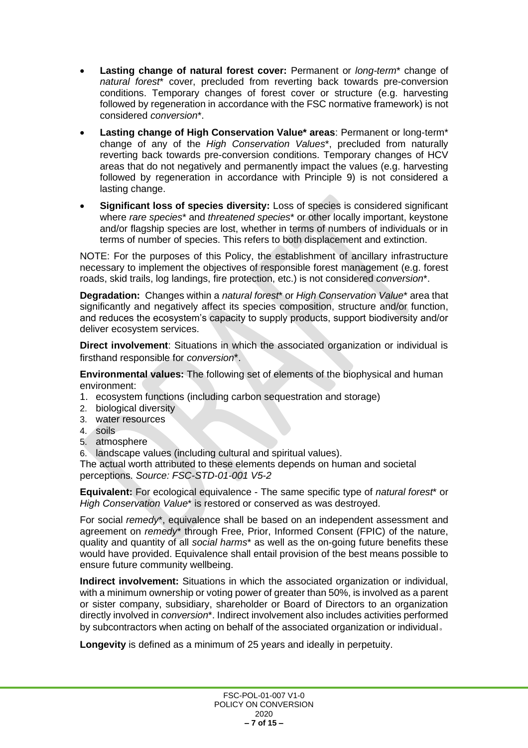- **Lasting change of natural forest cover:** Permanent or *long-term** change of *natural forest** cover, precluded from reverting back towards pre-conversion conditions. Temporary changes of forest cover or structure (e.g. harvesting followed by regeneration in accordance with the FSC normative framework) is not considered *conversion**.
- **Lasting change of High Conservation Value* areas**: Permanent or long-term* change of any of the *High Conservation Values**, precluded from naturally reverting back towards pre-conversion conditions. Temporary changes of HCV areas that do not negatively and permanently impact the values (e.g. harvesting followed by regeneration in accordance with Principle 9) is not considered a lasting change.
- **Significant loss of species diversity:** Loss of species is considered significant where *rare species** and *threatened species** or other locally important, keystone and/or flagship species are lost, whether in terms of numbers of individuals or in terms of number of species. This refers to both displacement and extinction.

NOTE: For the purposes of this Policy, the establishment of ancillary infrastructure necessary to implement the objectives of responsible forest management (e.g. forest roads, skid trails, log landings, fire protection, etc.) is not considered *conversion**.

**Degradation:** Changes within a *natural forest** or *High Conservation Value** area that significantly and negatively affect its species composition, structure and/or function, and reduces the ecosystem's capacity to supply products, support biodiversity and/or deliver ecosystem services.

**Direct involvement**: Situations in which the associated organization or individual is firsthand responsible for *conversion**.

**Environmental values:** The following set of elements of the biophysical and human environment:

1. ecosystem functions (including carbon sequestration and storage)
2. biological diversity
3. water resources
4. soils
5. atmosphere
6. landscape values (including cultural and spiritual values).

The actual worth attributed to these elements depends on human and societal perceptions. *Source: FSC-STD-01-001 V5-2*

**Equivalent:** For ecological equivalence - The same specific type of *natural forest** or *High Conservation Value** is restored or conserved as was destroyed.

For social *remedy**, equivalence shall be based on an independent assessment and agreement on *remedy** through Free, Prior, Informed Consent (FPIC) of the nature, quality and quantity of all *social harms** as well as the on-going future benefits these would have provided. Equivalence shall entail provision of the best means possible to ensure future community wellbeing.

**Indirect involvement:** Situations in which the associated organization or individual, with a minimum ownership or voting power of greater than 50%, is involved as a parent or sister company, subsidiary, shareholder or Board of Directors to an organization directly involved in *conversion**. Indirect involvement also includes activities performed by subcontractors when acting on behalf of the associated organization or individual。

**Longevity** is defined as a minimum of 25 years and ideally in perpetuity.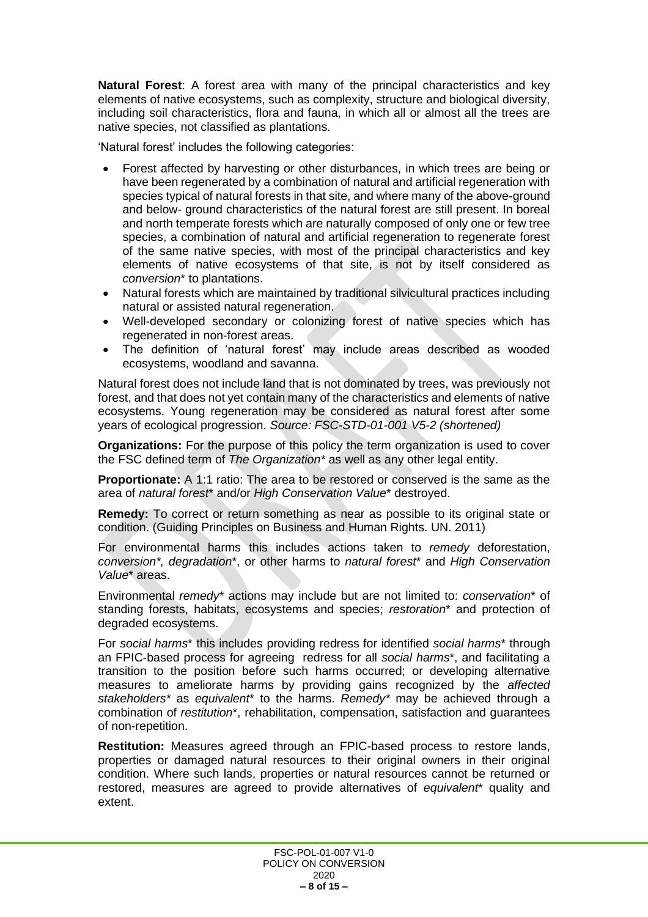**Natural Forest**: A forest area with many of the principal characteristics and key elements of native ecosystems, such as complexity, structure and biological diversity, including soil characteristics, flora and fauna, in which all or almost all the trees are native species, not classified as plantations.

'Natural forest' includes the following categories:

- Forest affected by harvesting or other disturbances, in which trees are being or have been regenerated by a combination of natural and artificial regeneration with species typical of natural forests in that site, and where many of the above-ground and below- ground characteristics of the natural forest are still present. In boreal and north temperate forests which are naturally composed of only one or few tree species, a combination of natural and artificial regeneration to regenerate forest of the same native species, with most of the principal characteristics and key elements of native ecosystems of that site, is not by itself considered as *conversion*\* to plantations.
- Natural forests which are maintained by traditional silvicultural practices including natural or assisted natural regeneration.
- Well-developed secondary or colonizing forest of native species which has regenerated in non-forest areas.
- The definition of 'natural forest' may include areas described as wooded ecosystems, woodland and savanna.

Natural forest does not include land that is not dominated by trees, was previously not forest, and that does not yet contain many of the characteristics and elements of native ecosystems. Young regeneration may be considered as natural forest after some years of ecological progression. *Source: FSC-STD-01-001 V5-2 (shortened)*

**Organizations:** For the purpose of this policy the term organization is used to cover the FSC defined term of *The Organization\** as well as any other legal entity.

**Proportionate:** A 1:1 ratio: The area to be restored or conserved is the same as the area of *natural forest*\* and/or *High Conservation Value*\* destroyed.

**Remedy:** To correct or return something as near as possible to its original state or condition. (Guiding Principles on Business and Human Rights. UN. 2011)

For environmental harms this includes actions taken to *remedy* deforestation, *conversion\*, degradation*\*, or other harms to *natural forest*\* and *High Conservation Value*\* areas.

Environmental *remedy*\* actions may include but are not limited to: *conservation*\* of standing forests, habitats, ecosystems and species; *restoration*\* and protection of degraded ecosystems.

For *social harms*\* this includes providing redress for identified *social harms*\* through an FPIC-based process for agreeing redress for all *social harms*\*, and facilitating a transition to the position before such harms occurred; or developing alternative measures to ameliorate harms by providing gains recognized by the *affected stakeholders*\* as *equivalent*\* to the harms. *Remedy*\* may be achieved through a combination of *restitution*\*, rehabilitation, compensation, satisfaction and guarantees of non-repetition.

**Restitution:** Measures agreed through an FPIC-based process to restore lands, properties or damaged natural resources to their original owners in their original condition. Where such lands, properties or natural resources cannot be returned or restored, measures are agreed to provide alternatives of *equivalent*\* quality and extent.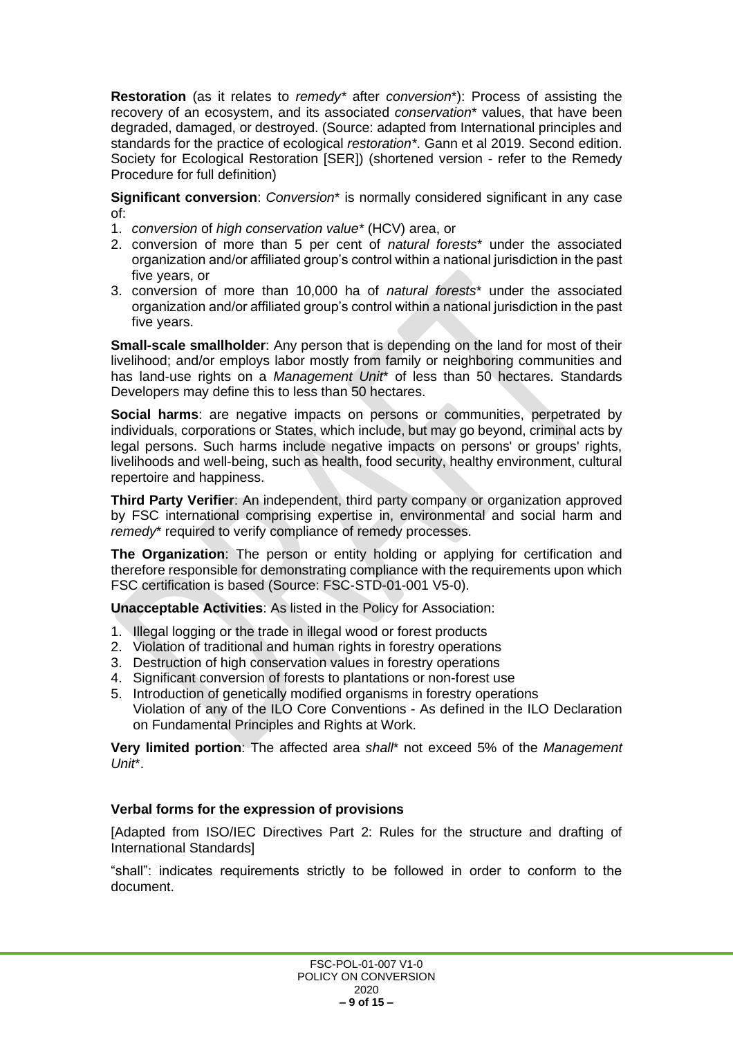**Restoration** (as it relates to *remedy** after *conversion**): Process of assisting the recovery of an ecosystem, and its associated *conservation** values, that have been degraded, damaged, or destroyed. (Source: adapted from International principles and standards for the practice of ecological *restoration**. Gann et al 2019. Second edition. Society for Ecological Restoration [SER]) (shortened version - refer to the Remedy Procedure for full definition)

**Significant conversion**: *Conversion** is normally considered significant in any case of:

1. *conversion* of *high conservation value** (HCV) area, or
2. conversion of more than 5 per cent of *natural forests** under the associated organization and/or affiliated group's control within a national jurisdiction in the past five years, or
3. conversion of more than 10,000 ha of *natural forests** under the associated organization and/or affiliated group's control within a national jurisdiction in the past five years.

**Small-scale smallholder**: Any person that is depending on the land for most of their livelihood; and/or employs labor mostly from family or neighboring communities and has land-use rights on a *Management Unit** of less than 50 hectares. Standards Developers may define this to less than 50 hectares.

**Social harms**: are negative impacts on persons or communities, perpetrated by individuals, corporations or States, which include, but may go beyond, criminal acts by legal persons. Such harms include negative impacts on persons' or groups' rights, livelihoods and well-being, such as health, food security, healthy environment, cultural repertoire and happiness.

**Third Party Verifier**: An independent, third party company or organization approved by FSC international comprising expertise in, environmental and social harm and *remedy** required to verify compliance of remedy processes.

**The Organization**: The person or entity holding or applying for certification and therefore responsible for demonstrating compliance with the requirements upon which FSC certification is based (Source: FSC-STD-01-001 V5-0).

**Unacceptable Activities**: As listed in the Policy for Association:

1. Illegal logging or the trade in illegal wood or forest products
2. Violation of traditional and human rights in forestry operations
3. Destruction of high conservation values in forestry operations
4. Significant conversion of forests to plantations or non-forest use
5. Introduction of genetically modified organisms in forestry operations
   Violation of any of the ILO Core Conventions - As defined in the ILO Declaration on Fundamental Principles and Rights at Work.

**Very limited portion**: The affected area *shall** not exceed 5% of the *Management Unit**.

### Verbal forms for the expression of provisions

[Adapted from ISO/IEC Directives Part 2: Rules for the structure and drafting of International Standards]

"shall": indicates requirements strictly to be followed in order to conform to the document.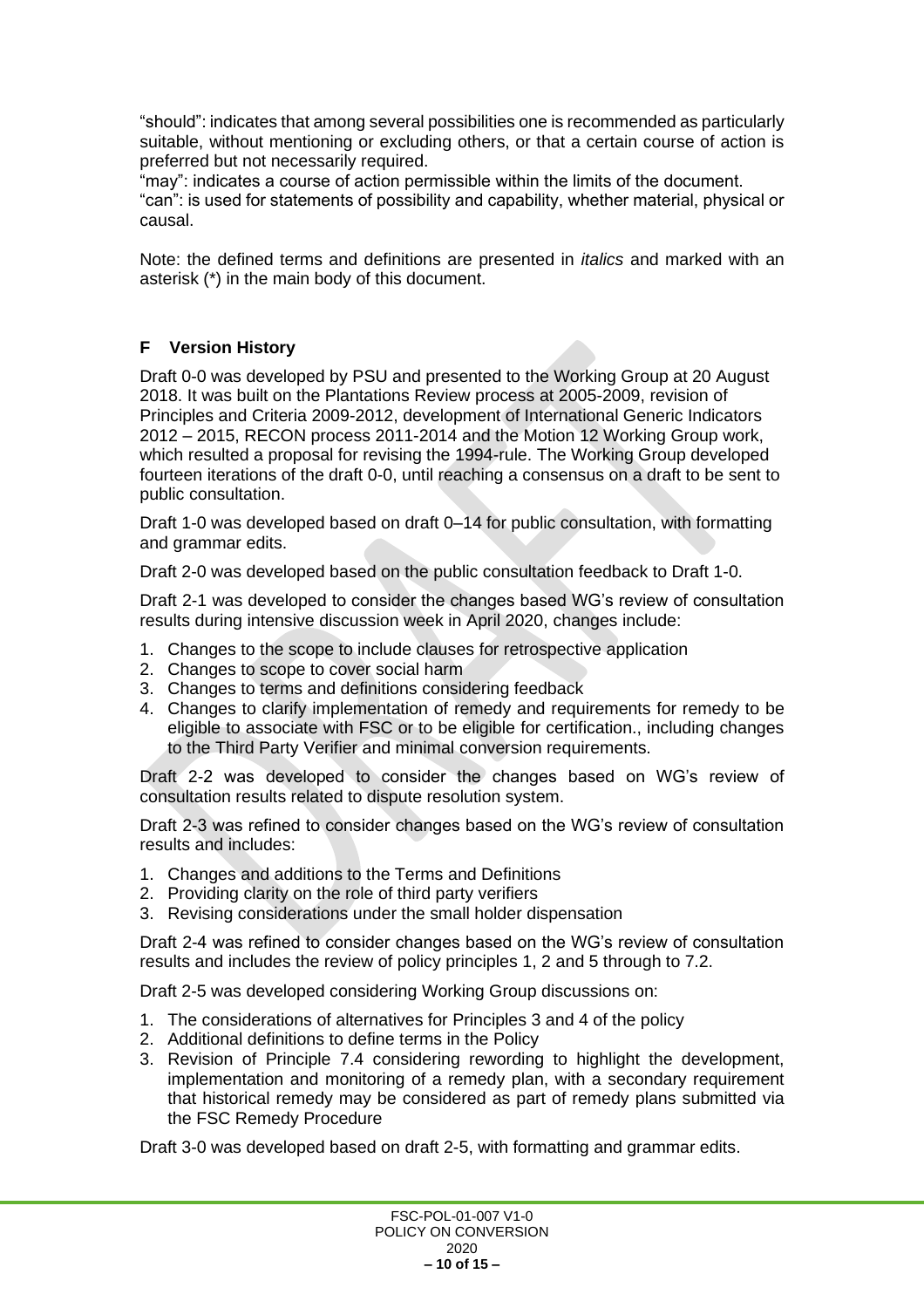"should": indicates that among several possibilities one is recommended as particularly suitable, without mentioning or excluding others, or that a certain course of action is preferred but not necessarily required.
"may": indicates a course of action permissible within the limits of the document.
"can": is used for statements of possibility and capability, whether material, physical or causal.

Note: the defined terms and definitions are presented in *italics* and marked with an asterisk (*) in the main body of this document.

## F Version History

Draft 0-0 was developed by PSU and presented to the Working Group at 20 August 2018. It was built on the Plantations Review process at 2005-2009, revision of Principles and Criteria 2009-2012, development of International Generic Indicators 2012 – 2015, RECON process 2011-2014 and the Motion 12 Working Group work, which resulted a proposal for revising the 1994-rule. The Working Group developed fourteen iterations of the draft 0-0, until reaching a consensus on a draft to be sent to public consultation.

Draft 1-0 was developed based on draft 0–14 for public consultation, with formatting and grammar edits.

Draft 2-0 was developed based on the public consultation feedback to Draft 1-0.

Draft 2-1 was developed to consider the changes based WG's review of consultation results during intensive discussion week in April 2020, changes include:

1. Changes to the scope to include clauses for retrospective application
2. Changes to scope to cover social harm
3. Changes to terms and definitions considering feedback
4. Changes to clarify implementation of remedy and requirements for remedy to be eligible to associate with FSC or to be eligible for certification., including changes to the Third Party Verifier and minimal conversion requirements.

Draft 2-2 was developed to consider the changes based on WG's review of consultation results related to dispute resolution system.

Draft 2-3 was refined to consider changes based on the WG's review of consultation results and includes:

1. Changes and additions to the Terms and Definitions
2. Providing clarity on the role of third party verifiers
3. Revising considerations under the small holder dispensation

Draft 2-4 was refined to consider changes based on the WG's review of consultation results and includes the review of policy principles 1, 2 and 5 through to 7.2.

Draft 2-5 was developed considering Working Group discussions on:

1. The considerations of alternatives for Principles 3 and 4 of the policy
2. Additional definitions to define terms in the Policy
3. Revision of Principle 7.4 considering rewording to highlight the development, implementation and monitoring of a remedy plan, with a secondary requirement that historical remedy may be considered as part of remedy plans submitted via the FSC Remedy Procedure

Draft 3-0 was developed based on draft 2-5, with formatting and grammar edits.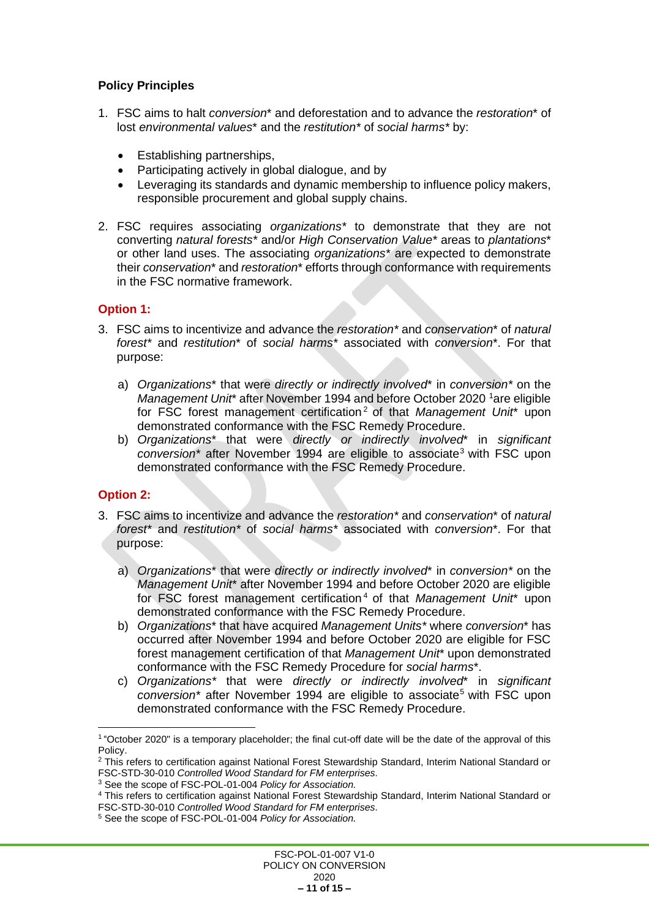**Policy Principles**

1. FSC aims to halt *conversion** and deforestation and to advance the *restoration** of lost *environmental values** and the *restitution** of *social harms** by:

    - Establishing partnerships,
    - Participating actively in global dialogue, and by
    - Leveraging its standards and dynamic membership to influence policy makers, responsible procurement and global supply chains.

2. FSC requires associating *organizations** to demonstrate that they are not converting *natural forests** and/or *High Conservation Value** areas to *plantations** or other land uses. The associating *organizations** are expected to demonstrate their *conservation** and *restoration** efforts through conformance with requirements in the FSC normative framework.

**Option 1:**

3. FSC aims to incentivize and advance the *restoration** and *conservation** of *natural forest** and *restitution** of *social harms** associated with *conversion**. For that purpose:

    a) *Organizations** that were *directly or indirectly involved** in *conversion** on the *Management Unit** after November 1994 and before October 2020 [1]are eligible for FSC forest management certification[2] of that *Management Unit** upon demonstrated conformance with the FSC Remedy Procedure.

    b) *Organizations** that were *directly or indirectly involved** in *significant conversion** after November 1994 are eligible to associate[3] with FSC upon demonstrated conformance with the FSC Remedy Procedure.

**Option 2:**

3. FSC aims to incentivize and advance the *restoration** and *conservation** of *natural forest** and *restitution** of *social harms** associated with *conversion**. For that purpose:

    a) *Organizations** that were *directly or indirectly involved** in *conversion** on the *Management Unit** after November 1994 and before October 2020 are eligible for FSC forest management certification[4] of that *Management Unit** upon demonstrated conformance with the FSC Remedy Procedure.

    b) *Organizations** that have acquired *Management Units** where *conversion** has occurred after November 1994 and before October 2020 are eligible for FSC forest management certification of that *Management Unit** upon demonstrated conformance with the FSC Remedy Procedure for *social harms**.

    c) *Organizations** that were *directly or indirectly involved** in *significant conversion** after November 1994 are eligible to associate[5] with FSC upon demonstrated conformance with the FSC Remedy Procedure.

---

[1] "October 2020" is a temporary placeholder; the final cut-off date will be the date of the approval of this Policy.

[2] This refers to certification against National Forest Stewardship Standard, Interim National Standard or FSC-STD-30-010 *Controlled Wood Standard for FM enterprises*.

[3] See the scope of FSC-POL-01-004 *Policy for Association.*

[4] This refers to certification against National Forest Stewardship Standard, Interim National Standard or FSC-STD-30-010 *Controlled Wood Standard for FM enterprises*.

[5] See the scope of FSC-POL-01-004 *Policy for Association.*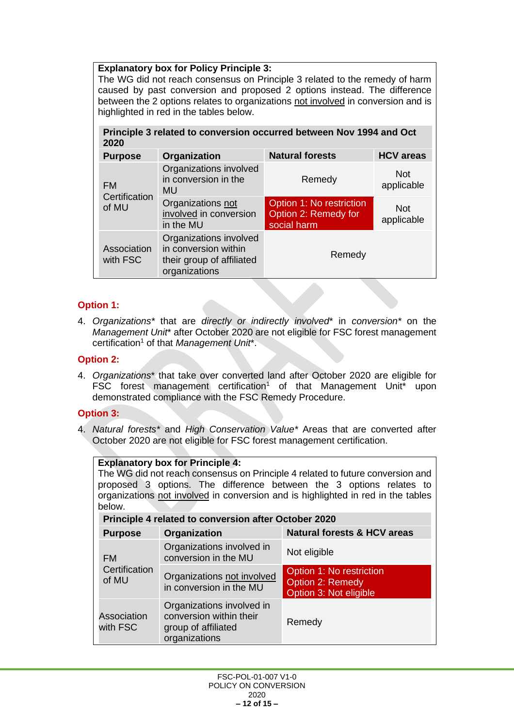**Explanatory box for Policy Principle 3:**
The WG did not reach consensus on Principle 3 related to the remedy of harm caused by past conversion and proposed 2 options instead. The difference between the 2 options relates to organizations not involved in conversion and is highlighted in red in the tables below.

| Principle 3 related to conversion occurred between Nov 1994 and Oct 2020 | | | |
|---|---|---|---|
| **Purpose** | **Organization** | **Natural forests** | **HCV areas** |
| FM Certification of MU | Organizations involved in conversion in the MU | Remedy | Not applicable |
| | Organizations not involved in conversion in the MU | Option 1: No restriction<br>Option 2: Remedy for social harm | Not applicable |
| Association with FSC | Organizations involved in conversion within their group of affiliated organizations | Remedy | |

**Option 1:**

4. *Organizations*\* that are *directly or indirectly involved*\* in *conversion*\* on the *Management Unit*\* after October 2020 are not eligible for FSC forest management certification[1] of that *Management Unit*\*.

**Option 2:**

4. *Organizations*\* that take over converted land after October 2020 are eligible for FSC forest management certification[1] of that Management Unit\* upon demonstrated compliance with the FSC Remedy Procedure.

**Option 3:**

4. *Natural forests*\* and *High Conservation Value*\* Areas that are converted after October 2020 are not eligible for FSC forest management certification.

**Explanatory box for Principle 4:**
The WG did not reach consensus on Principle 4 related to future conversion and proposed 3 options. The difference between the 3 options relates to organizations not involved in conversion and is highlighted in red in the tables below.

| Principle 4 related to conversion after October 2020 | | |
|---|---|---|
| **Purpose** | **Organization** | **Natural forests & HCV areas** |
| FM Certification of MU | Organizations involved in conversion in the MU | Not eligible |
| | Organizations not involved in conversion in the MU | Option 1: No restriction<br>Option 2: Remedy<br>Option 3: Not eligible |
| Association with FSC | Organizations involved in conversion within their group of affiliated organizations | Remedy |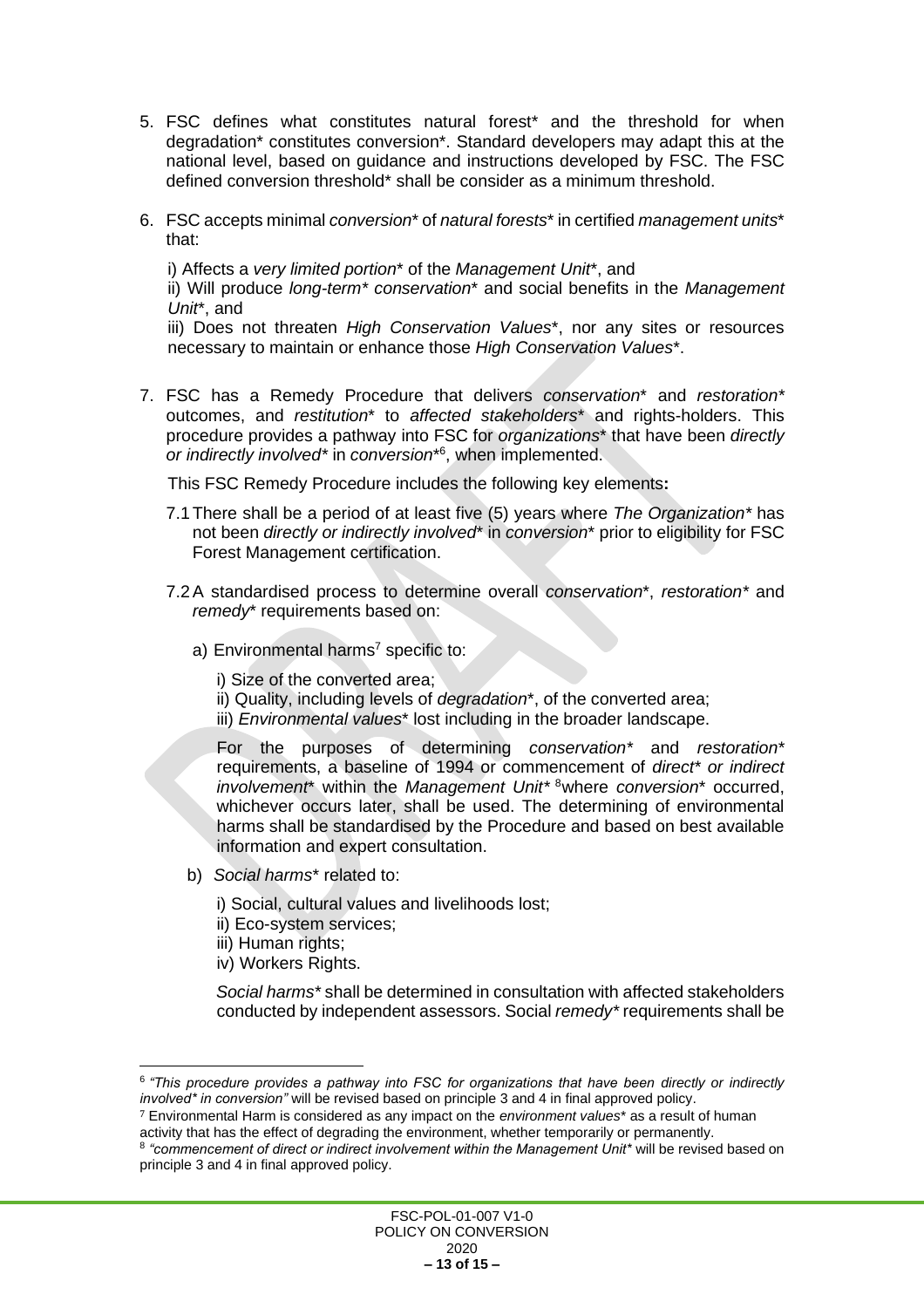5. FSC defines what constitutes natural forest* and the threshold for when degradation* constitutes conversion*. Standard developers may adapt this at the national level, based on guidance and instructions developed by FSC. The FSC defined conversion threshold* shall be consider as a minimum threshold.

6. FSC accepts minimal *conversion** of *natural forests** in certified *management units** that:

   i) Affects a *very limited portion** of the *Management Unit**, and
   ii) Will produce *long-term** *conservation** and social benefits in the *Management Unit**, and
   iii) Does not threaten *High Conservation Values**, nor any sites or resources necessary to maintain or enhance those *High Conservation Values**.

7. FSC has a Remedy Procedure that delivers *conservation** and *restoration** outcomes, and *restitution** to *affected stakeholders** and rights-holders. This procedure provides a pathway into FSC for *organizations** that have been *directly or indirectly involved** in *conversion**[6], when implemented.

   This FSC Remedy Procedure includes the following key elements**:**

   7.1 There shall be a period of at least five (5) years where *The Organization** has not been *directly or indirectly involved** in *conversion** prior to eligibility for FSC Forest Management certification.

   7.2 A standardised process to determine overall *conservation**, *restoration** and *remedy** requirements based on:

   a) Environmental harms[7] specific to:

      i) Size of the converted area;
      ii) Quality, including levels of *degradation**, of the converted area;
      iii) *Environmental values** lost including in the broader landscape.

      For the purposes of determining *conservation** and *restoration** requirements, a baseline of 1994 or commencement of *direct* or indirect involvement** within the *Management Unit**[8] where *conversion** occurred, whichever occurs later, shall be used. The determining of environmental harms shall be standardised by the Procedure and based on best available information and expert consultation.

   b) *Social harms** related to:

      i) Social, cultural values and livelihoods lost;
      ii) Eco-system services;
      iii) Human rights;
      iv) Workers Rights.

      *Social harms** shall be determined in consultation with affected stakeholders conducted by independent assessors. Social *remedy** requirements shall be

---

[6] *"This procedure provides a pathway into FSC for organizations that have been directly or indirectly involved* in conversion"* will be revised based on principle 3 and 4 in final approved policy.

[7] Environmental Harm is considered as any impact on the *environment values** as a result of human activity that has the effect of degrading the environment, whether temporarily or permanently.

[8] *"commencement of direct or indirect involvement within the Management Unit"* will be revised based on principle 3 and 4 in final approved policy.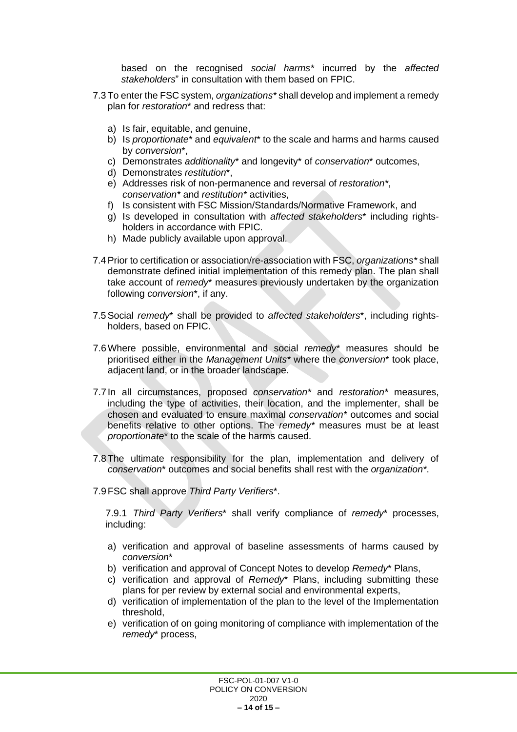based on the recognised *social harms** incurred by the *affected stakeholders*" in consultation with them based on FPIC.

7.3 To enter the FSC system, *organizations** shall develop and implement a remedy plan for *restoration** and redress that:

a) Is fair, equitable, and genuine,
b) Is *proportionate** and *equivalent** to the scale and harms and harms caused by *conversion**,
c) Demonstrates *additionality** and longevity* of *conservation** outcomes,
d) Demonstrates *restitution**,
e) Addresses risk of non-permanence and reversal of *restoration**, *conservation** and *restitution** activities,
f) Is consistent with FSC Mission/Standards/Normative Framework, and
g) Is developed in consultation with *affected stakeholders** including rights-holders in accordance with FPIC.
h) Made publicly available upon approval.

7.4 Prior to certification or association/re-association with FSC, *organizations** shall demonstrate defined initial implementation of this remedy plan. The plan shall take account of *remedy** measures previously undertaken by the organization following *conversion**, if any.

7.5 Social *remedy** shall be provided to *affected stakeholders**, including rights-holders, based on FPIC.

7.6 Where possible, environmental and social *remedy** measures should be prioritised either in the *Management Units** where the *conversion** took place, adjacent land, or in the broader landscape.

7.7 In all circumstances, proposed *conservation** and *restoration** measures, including the type of activities, their location, and the implementer, shall be chosen and evaluated to ensure maximal *conservation** outcomes and social benefits relative to other options. The *remedy** measures must be at least *proportionate** to the scale of the harms caused.

7.8 The ultimate responsibility for the plan, implementation and delivery of *conservation** outcomes and social benefits shall rest with the *organization**.

7.9 FSC shall approve *Third Party Verifiers**.

7.9.1 *Third Party Verifiers** shall verify compliance of *remedy** processes, including:

a) verification and approval of baseline assessments of harms caused by *conversion**
b) verification and approval of Concept Notes to develop *Remedy** Plans,
c) verification and approval of *Remedy** Plans, including submitting these plans for per review by external social and environmental experts,
d) verification of implementation of the plan to the level of the Implementation threshold,
e) verification of on going monitoring of compliance with implementation of the *remedy** process,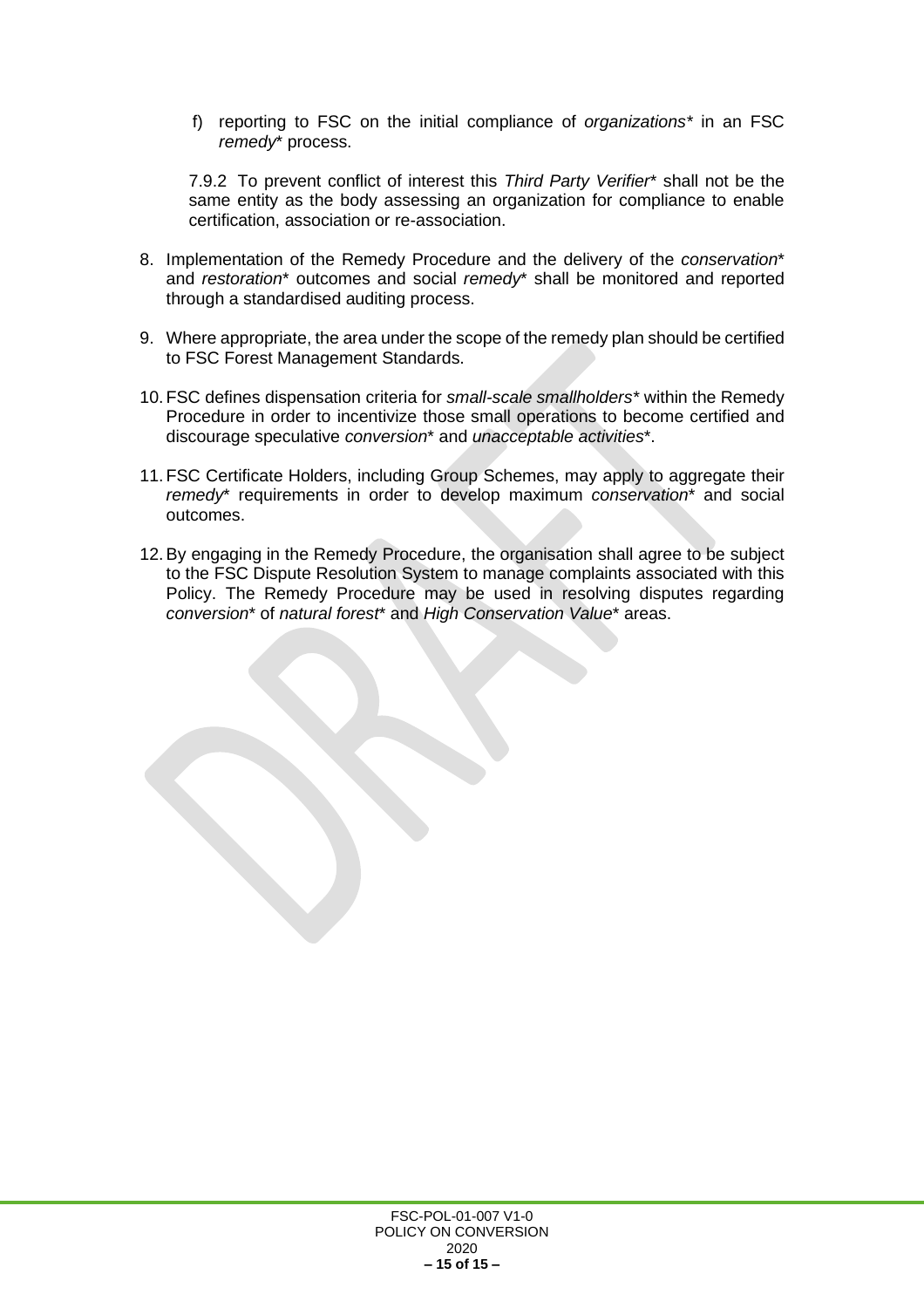f) reporting to FSC on the initial compliance of *organizations\** in an FSC *remedy\** process.

7.9.2 To prevent conflict of interest this *Third Party Verifier\** shall not be the same entity as the body assessing an organization for compliance to enable certification, association or re-association.

8. Implementation of the Remedy Procedure and the delivery of the *conservation\** and *restoration\** outcomes and social *remedy\** shall be monitored and reported through a standardised auditing process.

9. Where appropriate, the area under the scope of the remedy plan should be certified to FSC Forest Management Standards.

10. FSC defines dispensation criteria for *small-scale smallholders\** within the Remedy Procedure in order to incentivize those small operations to become certified and discourage speculative *conversion\** and *unacceptable activities\**.

11. FSC Certificate Holders, including Group Schemes, may apply to aggregate their *remedy\** requirements in order to develop maximum *conservation\** and social outcomes.

12. By engaging in the Remedy Procedure, the organisation shall agree to be subject to the FSC Dispute Resolution System to manage complaints associated with this Policy. The Remedy Procedure may be used in resolving disputes regarding *conversion\** of *natural forest\** and *High Conservation Value\** areas.